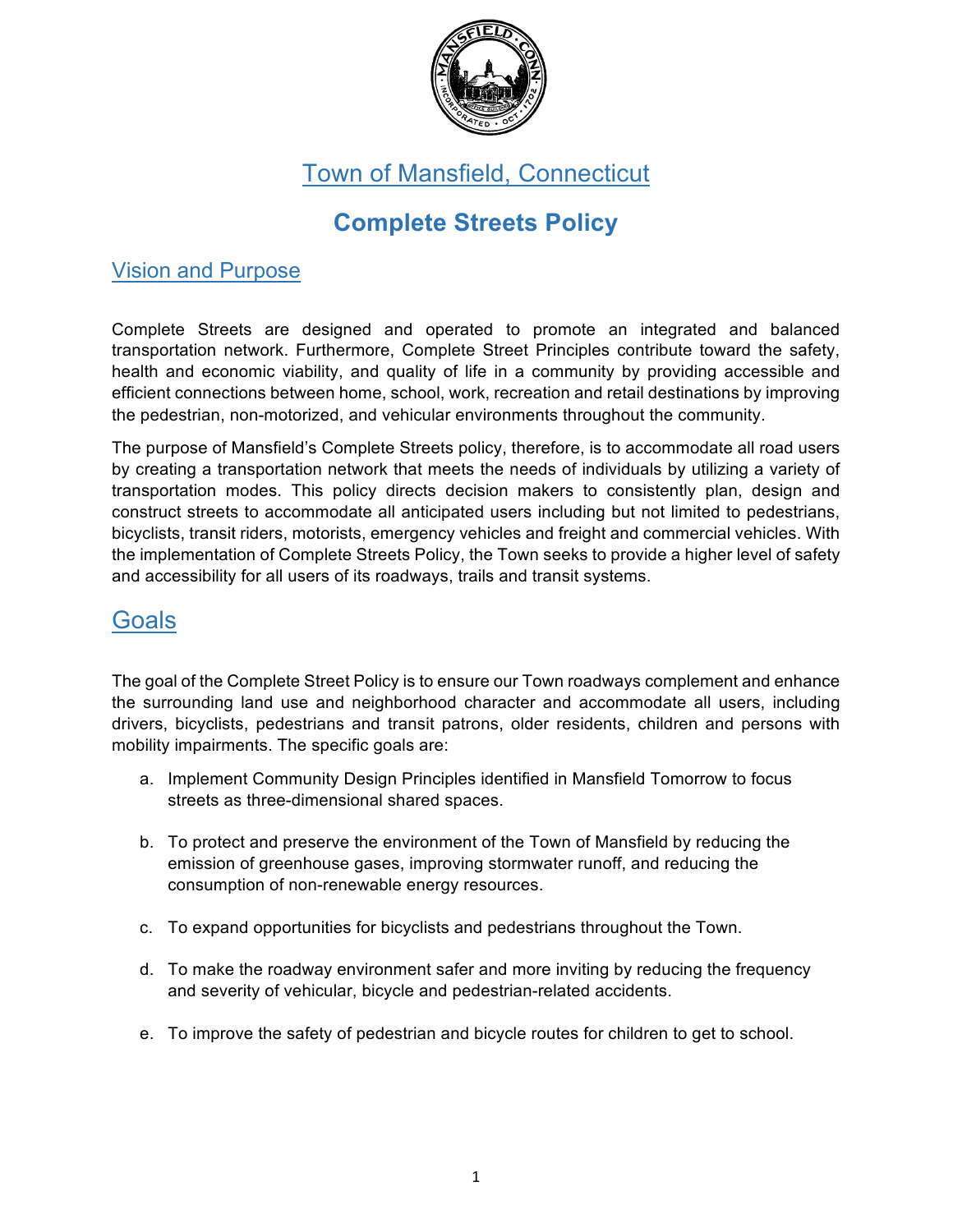# Town of Mansfield, Connecticut

# Complete Streets Policy

## Vision and Purpose

Complete Streets are designed and operated to promote an integrated and balanced transportation network. Furthermore, Complete Street Principles contribute toward the safety, health and economic viability, and quality of life in a community by providing accessible and efficient connections between home, school, work, recreation and retail destinations by improving the pedestrian, non-motorized, and vehicular environments throughout the community.

The purpose of Mansfield's Complete Streets policy, therefore, is to accommodate all road users by creating a transportation network that meets the needs of individuals by utilizing a variety of transportation modes. This policy directs decision makers to consistently plan, design and construct streets to accommodate all anticipated users including but not limited to pedestrians, bicyclists, transit riders, motorists, emergency vehicles and freight and commercial vehicles. With the implementation of Complete Streets Policy, the Town seeks to provide a higher level of safety and accessibility for all users of its roadways, trails and transit systems.

## Goals

The goal of the Complete Street Policy is to ensure our Town roadways complement and enhance the surrounding land use and neighborhood character and accommodate all users, including drivers, bicyclists, pedestrians and transit patrons, older residents, children and persons with mobility impairments. The specific goals are:

a. Implement Community Design Principles identified in Mansfield Tomorrow to focus streets as three-dimensional shared spaces.

b. To protect and preserve the environment of the Town of Mansfield by reducing the emission of greenhouse gases, improving stormwater runoff, and reducing the consumption of non-renewable energy resources.

c. To expand opportunities for bicyclists and pedestrians throughout the Town.

d. To make the roadway environment safer and more inviting by reducing the frequency and severity of vehicular, bicycle and pedestrian-related accidents.

e. To improve the safety of pedestrian and bicycle routes for children to get to school.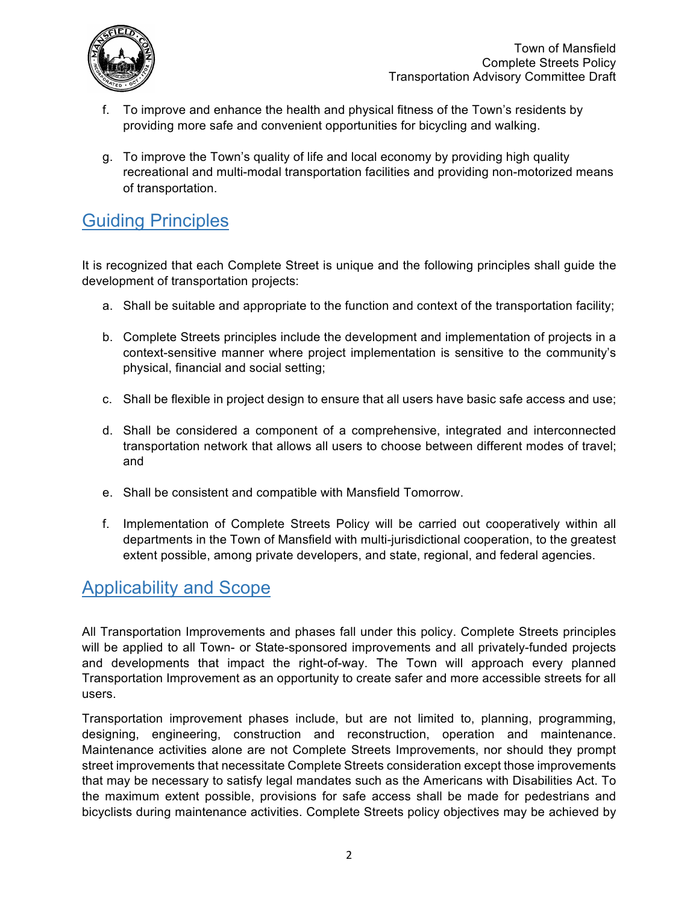f. To improve and enhance the health and physical fitness of the Town's residents by providing more safe and convenient opportunities for bicycling and walking.

g. To improve the Town's quality of life and local economy by providing high quality recreational and multi-modal transportation facilities and providing non-motorized means of transportation.

## Guiding Principles

It is recognized that each Complete Street is unique and the following principles shall guide the development of transportation projects:

a. Shall be suitable and appropriate to the function and context of the transportation facility;

b. Complete Streets principles include the development and implementation of projects in a context-sensitive manner where project implementation is sensitive to the community's physical, financial and social setting;

c. Shall be flexible in project design to ensure that all users have basic safe access and use;

d. Shall be considered a component of a comprehensive, integrated and interconnected transportation network that allows all users to choose between different modes of travel; and

e. Shall be consistent and compatible with Mansfield Tomorrow.

f. Implementation of Complete Streets Policy will be carried out cooperatively within all departments in the Town of Mansfield with multi-jurisdictional cooperation, to the greatest extent possible, among private developers, and state, regional, and federal agencies.

## Applicability and Scope

All Transportation Improvements and phases fall under this policy. Complete Streets principles will be applied to all Town- or State-sponsored improvements and all privately-funded projects and developments that impact the right-of-way. The Town will approach every planned Transportation Improvement as an opportunity to create safer and more accessible streets for all users.

Transportation improvement phases include, but are not limited to, planning, programming, designing, engineering, construction and reconstruction, operation and maintenance. Maintenance activities alone are not Complete Streets Improvements, nor should they prompt street improvements that necessitate Complete Streets consideration except those improvements that may be necessary to satisfy legal mandates such as the Americans with Disabilities Act. To the maximum extent possible, provisions for safe access shall be made for pedestrians and bicyclists during maintenance activities. Complete Streets policy objectives may be achieved by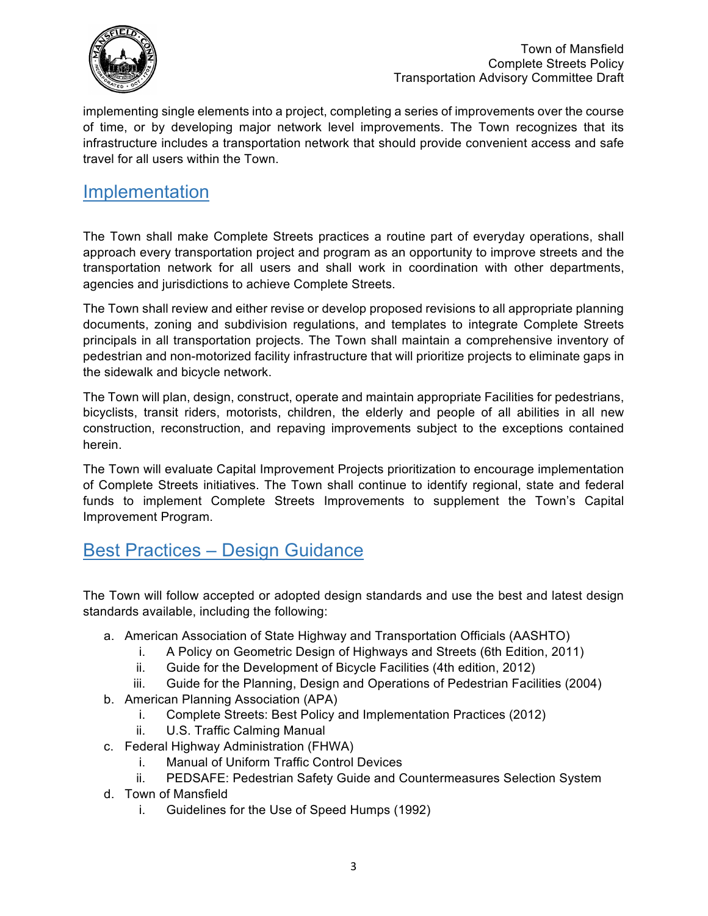implementing single elements into a project, completing a series of improvements over the course of time, or by developing major network level improvements. The Town recognizes that its infrastructure includes a transportation network that should provide convenient access and safe travel for all users within the Town.

## Implementation

The Town shall make Complete Streets practices a routine part of everyday operations, shall approach every transportation project and program as an opportunity to improve streets and the transportation network for all users and shall work in coordination with other departments, agencies and jurisdictions to achieve Complete Streets.

The Town shall review and either revise or develop proposed revisions to all appropriate planning documents, zoning and subdivision regulations, and templates to integrate Complete Streets principals in all transportation projects. The Town shall maintain a comprehensive inventory of pedestrian and non-motorized facility infrastructure that will prioritize projects to eliminate gaps in the sidewalk and bicycle network.

The Town will plan, design, construct, operate and maintain appropriate Facilities for pedestrians, bicyclists, transit riders, motorists, children, the elderly and people of all abilities in all new construction, reconstruction, and repaving improvements subject to the exceptions contained herein.

The Town will evaluate Capital Improvement Projects prioritization to encourage implementation of Complete Streets initiatives. The Town shall continue to identify regional, state and federal funds to implement Complete Streets Improvements to supplement the Town's Capital Improvement Program.

## Best Practices – Design Guidance

The Town will follow accepted or adopted design standards and use the best and latest design standards available, including the following:

a. American Association of State Highway and Transportation Officials (AASHTO)
   i. A Policy on Geometric Design of Highways and Streets (6th Edition, 2011)
   ii. Guide for the Development of Bicycle Facilities (4th edition, 2012)
   iii. Guide for the Planning, Design and Operations of Pedestrian Facilities (2004)
b. American Planning Association (APA)
   i. Complete Streets: Best Policy and Implementation Practices (2012)
   ii. U.S. Traffic Calming Manual
c. Federal Highway Administration (FHWA)
   i. Manual of Uniform Traffic Control Devices
   ii. PEDSAFE: Pedestrian Safety Guide and Countermeasures Selection System
d. Town of Mansfield
   i. Guidelines for the Use of Speed Humps (1992)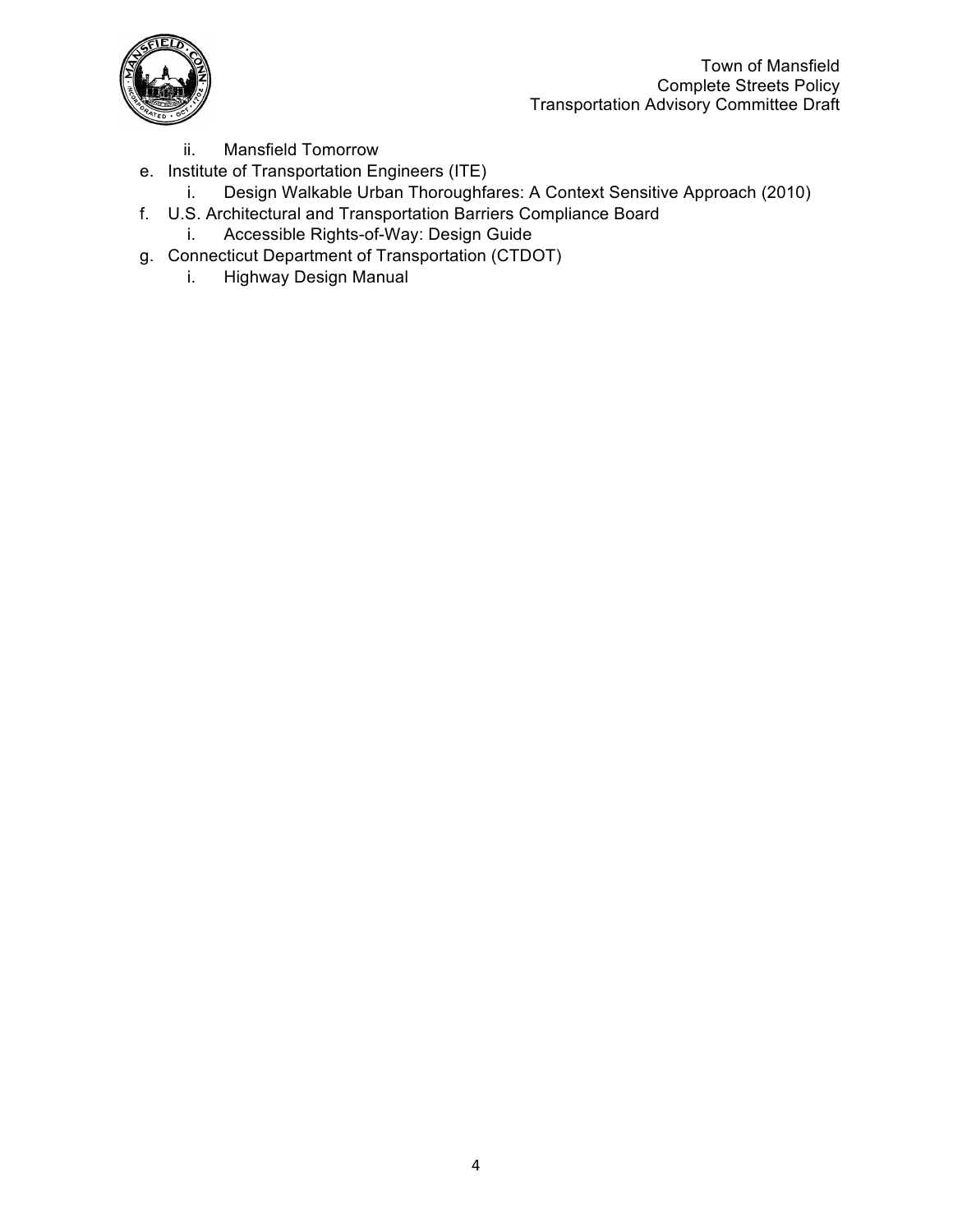ii. Mansfield Tomorrow

e. Institute of Transportation Engineers (ITE)
   i. Design Walkable Urban Thoroughfares: A Context Sensitive Approach (2010)

f. U.S. Architectural and Transportation Barriers Compliance Board
   i. Accessible Rights-of-Way: Design Guide

g. Connecticut Department of Transportation (CTDOT)
   i. Highway Design Manual